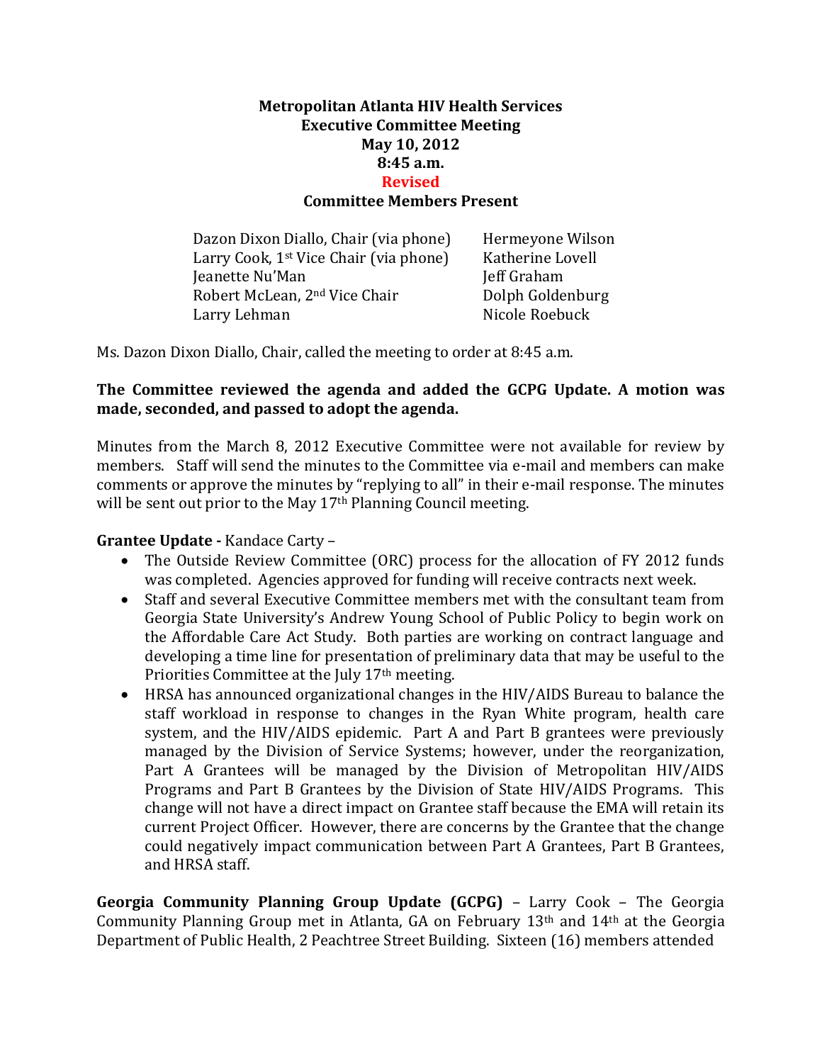**Metropolitan Atlanta HIV Health Services**
**Executive Committee Meeting**
**May 10, 2012**
**8:45 a.m.**
**Revised**
**Committee Members Present**

| | |
|---|---|
| Dazon Dixon Diallo, Chair (via phone) | Hermeyone Wilson |
| Larry Cook, 1st Vice Chair (via phone) | Katherine Lovell |
| Jeanette Nu'Man | Jeff Graham |
| Robert McLean, 2nd Vice Chair | Dolph Goldenburg |
| Larry Lehman | Nicole Roebuck |

Ms. Dazon Dixon Diallo, Chair, called the meeting to order at 8:45 a.m.

**The Committee reviewed the agenda and added the GCPG Update. A motion was made, seconded, and passed to adopt the agenda.**

Minutes from the March 8, 2012 Executive Committee were not available for review by members. Staff will send the minutes to the Committee via e-mail and members can make comments or approve the minutes by "replying to all" in their e-mail response. The minutes will be sent out prior to the May 17th Planning Council meeting.

**Grantee Update -** Kandace Carty –

- The Outside Review Committee (ORC) process for the allocation of FY 2012 funds was completed. Agencies approved for funding will receive contracts next week.
- Staff and several Executive Committee members met with the consultant team from Georgia State University's Andrew Young School of Public Policy to begin work on the Affordable Care Act Study. Both parties are working on contract language and developing a time line for presentation of preliminary data that may be useful to the Priorities Committee at the July 17th meeting.
- HRSA has announced organizational changes in the HIV/AIDS Bureau to balance the staff workload in response to changes in the Ryan White program, health care system, and the HIV/AIDS epidemic. Part A and Part B grantees were previously managed by the Division of Service Systems; however, under the reorganization, Part A Grantees will be managed by the Division of Metropolitan HIV/AIDS Programs and Part B Grantees by the Division of State HIV/AIDS Programs. This change will not have a direct impact on Grantee staff because the EMA will retain its current Project Officer. However, there are concerns by the Grantee that the change could negatively impact communication between Part A Grantees, Part B Grantees, and HRSA staff.

**Georgia Community Planning Group Update (GCPG)** – Larry Cook – The Georgia Community Planning Group met in Atlanta, GA on February 13th and 14th at the Georgia Department of Public Health, 2 Peachtree Street Building. Sixteen (16) members attended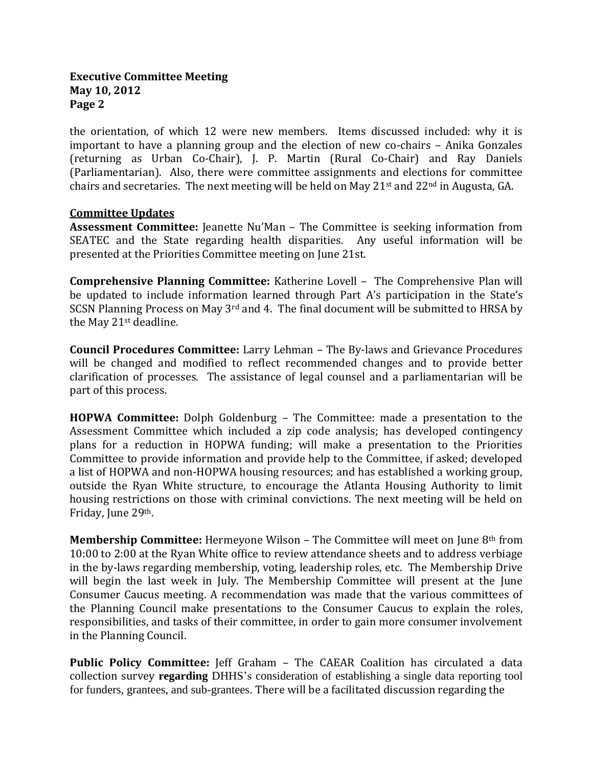the orientation, of which 12 were new members. Items discussed included: why it is important to have a planning group and the election of new co-chairs – Anika Gonzales (returning as Urban Co-Chair), J. P. Martin (Rural Co-Chair) and Ray Daniels (Parliamentarian). Also, there were committee assignments and elections for committee chairs and secretaries. The next meeting will be held on May 21st and 22nd in Augusta, GA.

**Committee Updates**

**Assessment Committee:** Jeanette Nu'Man – The Committee is seeking information from SEATEC and the State regarding health disparities. Any useful information will be presented at the Priorities Committee meeting on June 21st.

**Comprehensive Planning Committee:** Katherine Lovell – The Comprehensive Plan will be updated to include information learned through Part A's participation in the State's SCSN Planning Process on May 3rd and 4. The final document will be submitted to HRSA by the May 21st deadline.

**Council Procedures Committee:** Larry Lehman – The By-laws and Grievance Procedures will be changed and modified to reflect recommended changes and to provide better clarification of processes. The assistance of legal counsel and a parliamentarian will be part of this process.

**HOPWA Committee:** Dolph Goldenburg – The Committee: made a presentation to the Assessment Committee which included a zip code analysis; has developed contingency plans for a reduction in HOPWA funding; will make a presentation to the Priorities Committee to provide information and provide help to the Committee, if asked; developed a list of HOPWA and non-HOPWA housing resources; and has established a working group, outside the Ryan White structure, to encourage the Atlanta Housing Authority to limit housing restrictions on those with criminal convictions. The next meeting will be held on Friday, June 29th.

**Membership Committee:** Hermeyone Wilson – The Committee will meet on June 8th from 10:00 to 2:00 at the Ryan White office to review attendance sheets and to address verbiage in the by-laws regarding membership, voting, leadership roles, etc. The Membership Drive will begin the last week in July. The Membership Committee will present at the June Consumer Caucus meeting. A recommendation was made that the various committees of the Planning Council make presentations to the Consumer Caucus to explain the roles, responsibilities, and tasks of their committee, in order to gain more consumer involvement in the Planning Council.

**Public Policy Committee:** Jeff Graham – The CAEAR Coalition has circulated a data collection survey **regarding** DHHS's consideration of establishing a single data reporting tool for funders, grantees, and sub-grantees. There will be a facilitated discussion regarding the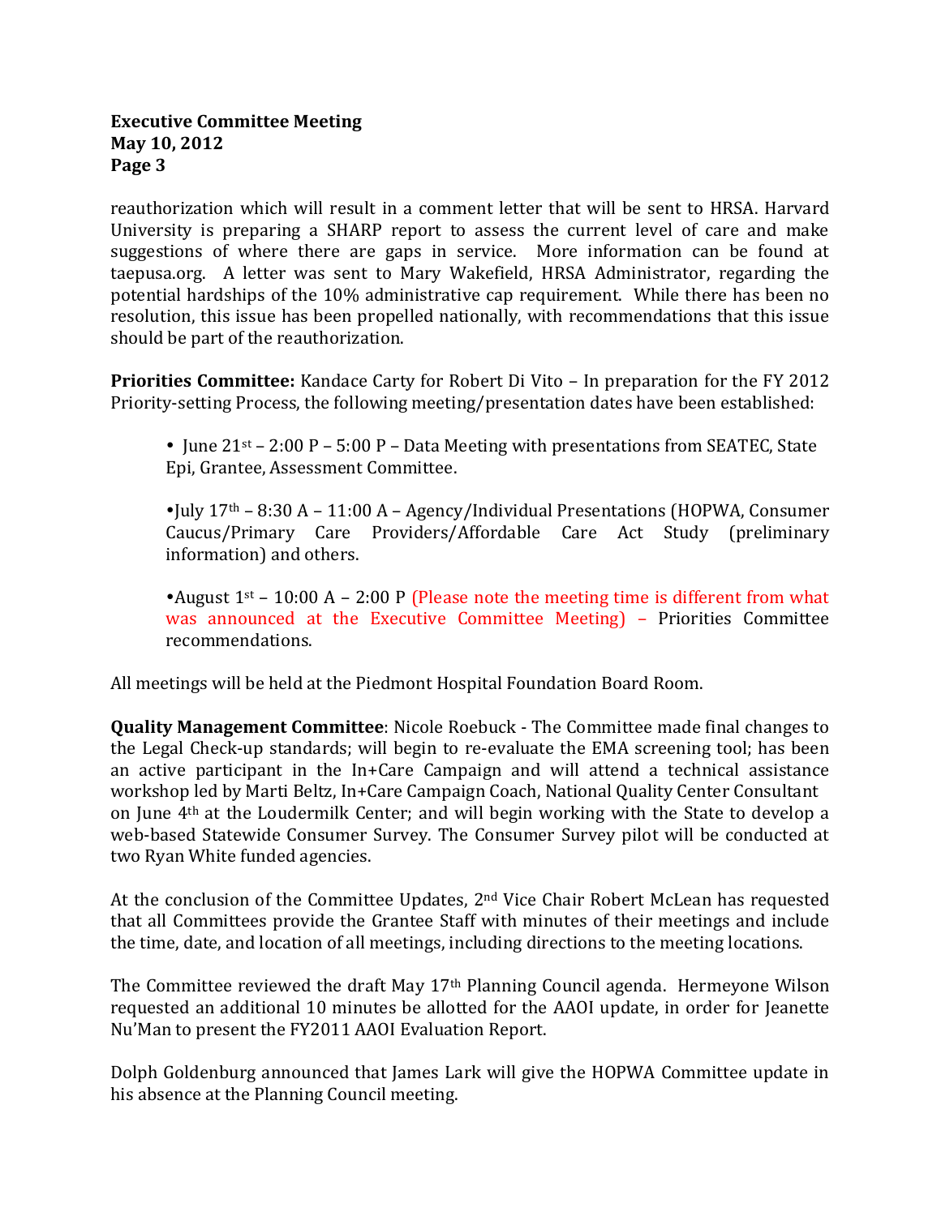reauthorization which will result in a comment letter that will be sent to HRSA. Harvard University is preparing a SHARP report to assess the current level of care and make suggestions of where there are gaps in service. More information can be found at taepusa.org. A letter was sent to Mary Wakefield, HRSA Administrator, regarding the potential hardships of the 10% administrative cap requirement. While there has been no resolution, this issue has been propelled nationally, with recommendations that this issue should be part of the reauthorization.

**Priorities Committee:** Kandace Carty for Robert Di Vito – In preparation for the FY 2012 Priority-setting Process, the following meeting/presentation dates have been established:

- June 21st – 2:00 P – 5:00 P – Data Meeting with presentations from SEATEC, State Epi, Grantee, Assessment Committee.

- July 17th – 8:30 A – 11:00 A – Agency/Individual Presentations (HOPWA, Consumer Caucus/Primary Care Providers/Affordable Care Act Study (preliminary information) and others.

- August 1st – 10:00 A – 2:00 P (Please note the meeting time is different from what was announced at the Executive Committee Meeting) – Priorities Committee recommendations.

All meetings will be held at the Piedmont Hospital Foundation Board Room.

**Quality Management Committee**: Nicole Roebuck - The Committee made final changes to the Legal Check-up standards; will begin to re-evaluate the EMA screening tool; has been an active participant in the In+Care Campaign and will attend a technical assistance workshop led by Marti Beltz, In+Care Campaign Coach, National Quality Center Consultant on June 4th at the Loudermilk Center; and will begin working with the State to develop a web-based Statewide Consumer Survey. The Consumer Survey pilot will be conducted at two Ryan White funded agencies.

At the conclusion of the Committee Updates, 2nd Vice Chair Robert McLean has requested that all Committees provide the Grantee Staff with minutes of their meetings and include the time, date, and location of all meetings, including directions to the meeting locations.

The Committee reviewed the draft May 17th Planning Council agenda. Hermeyone Wilson requested an additional 10 minutes be allotted for the AAOI update, in order for Jeanette Nu'Man to present the FY2011 AAOI Evaluation Report.

Dolph Goldenburg announced that James Lark will give the HOPWA Committee update in his absence at the Planning Council meeting.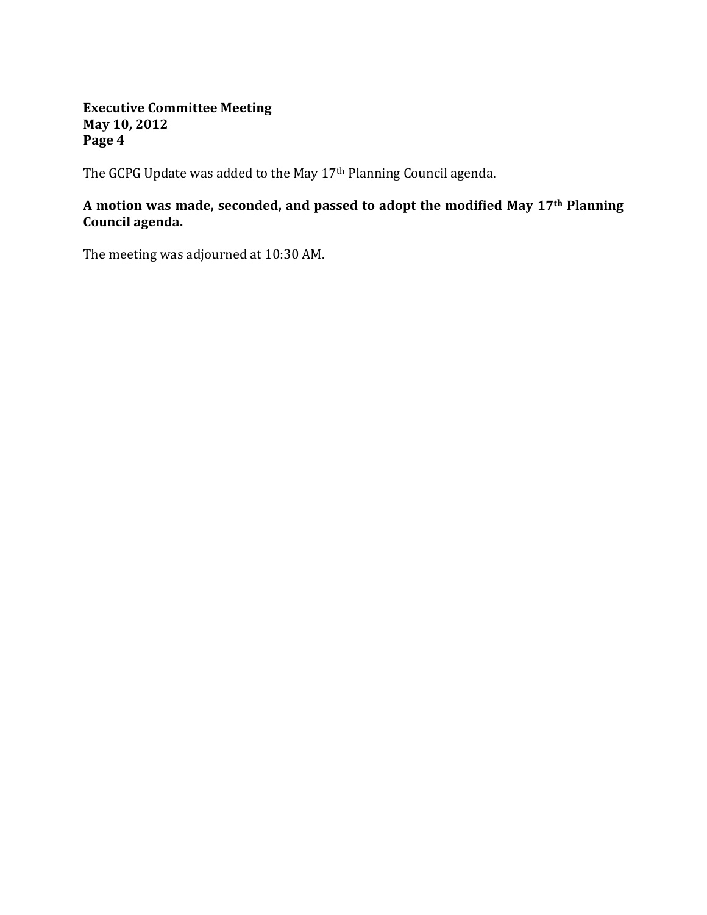The GCPG Update was added to the May 17th Planning Council agenda.

**A motion was made, seconded, and passed to adopt the modified May 17th Planning Council agenda.**

The meeting was adjourned at 10:30 AM.